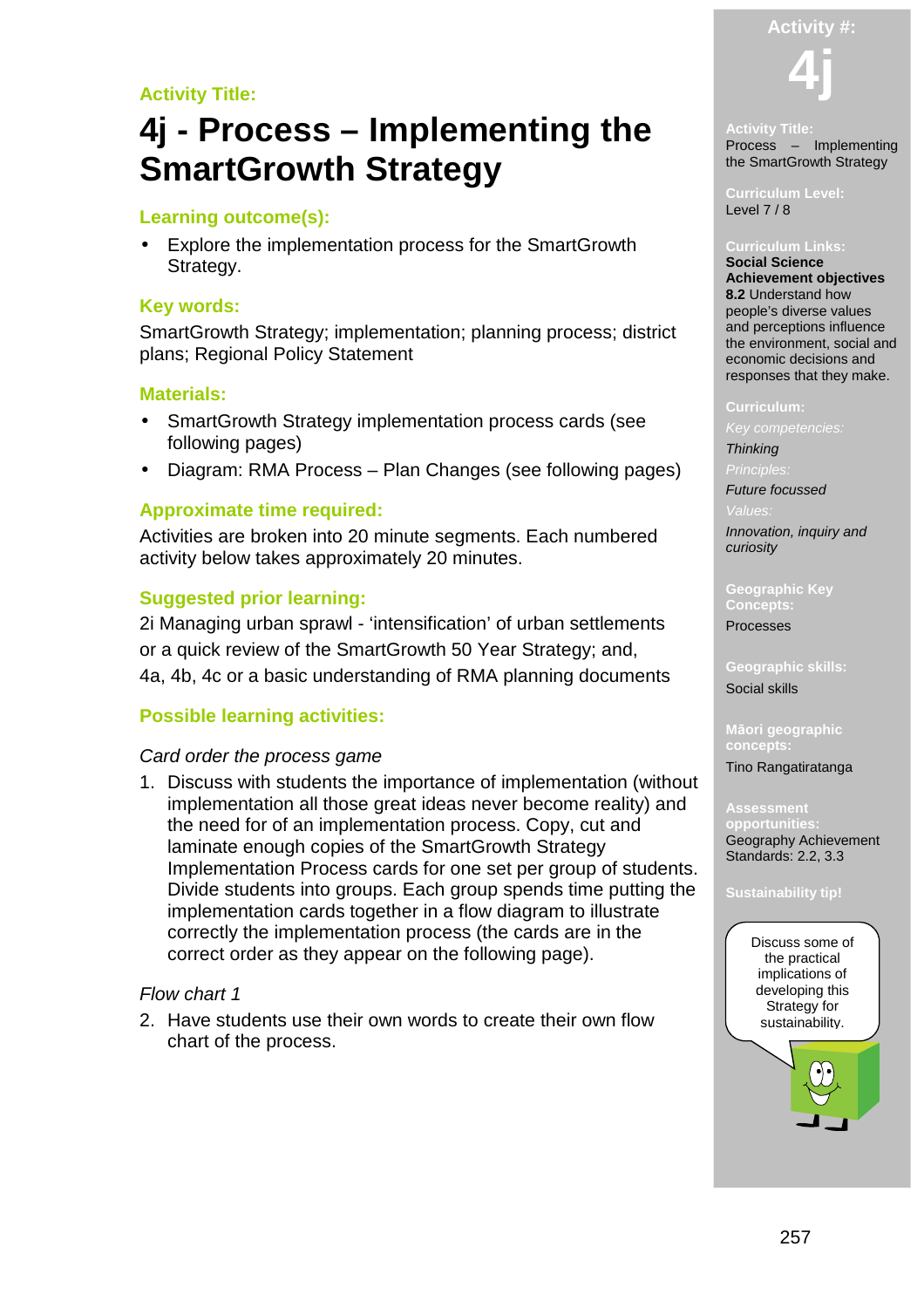**Activity Title:**

# 4j - Process – Implementing the SmartGrowth Strategy

## Learning outcome(s):

- Explore the implementation process for the SmartGrowth Strategy.

## Key words:

SmartGrowth Strategy; implementation; planning process; district plans; Regional Policy Statement

## Materials:

- SmartGrowth Strategy implementation process cards (see following pages)
- Diagram: RMA Process – Plan Changes (see following pages)

## Approximate time required:

Activities are broken into 20 minute segments. Each numbered activity below takes approximately 20 minutes.

## Suggested prior learning:

2i Managing urban sprawl - 'intensification' of urban settlements or a quick review of the SmartGrowth 50 Year Strategy; and, 4a, 4b, 4c or a basic understanding of RMA planning documents

## Possible learning activities:

*Card order the process game*

1. Discuss with students the importance of implementation (without implementation all those great ideas never become reality) and the need for of an implementation process. Copy, cut and laminate enough copies of the SmartGrowth Strategy Implementation Process cards for one set per group of students. Divide students into groups. Each group spends time putting the implementation cards together in a flow diagram to illustrate correctly the implementation process (the cards are in the correct order as they appear on the following page).

*Flow chart 1*

2. Have students use their own words to create their own flow chart of the process.

---

**Activity #:** 4j

**Activity Title:**
Process – Implementing the SmartGrowth Strategy

**Curriculum Level:**
Level 7 / 8

**Curriculum Links:**
**Social Science Achievement objectives**
**8.2** Understand how people's diverse values and perceptions influence the environment, social and economic decisions and responses that they make.

**Curriculum:**
*Key competencies:*
*Thinking*
*Principles:*
*Future focussed*
*Values:*
*Innovation, inquiry and curiosity*

**Geographic Key Concepts:**
Processes

**Geographic skills:**
Social skills

**Māori geographic concepts:**
Tino Rangatiratanga

**Assessment opportunities:**
Geography Achievement Standards: 2.2, 3.3

**Sustainability tip!**

Discuss some of the practical implications of developing this Strategy for sustainability.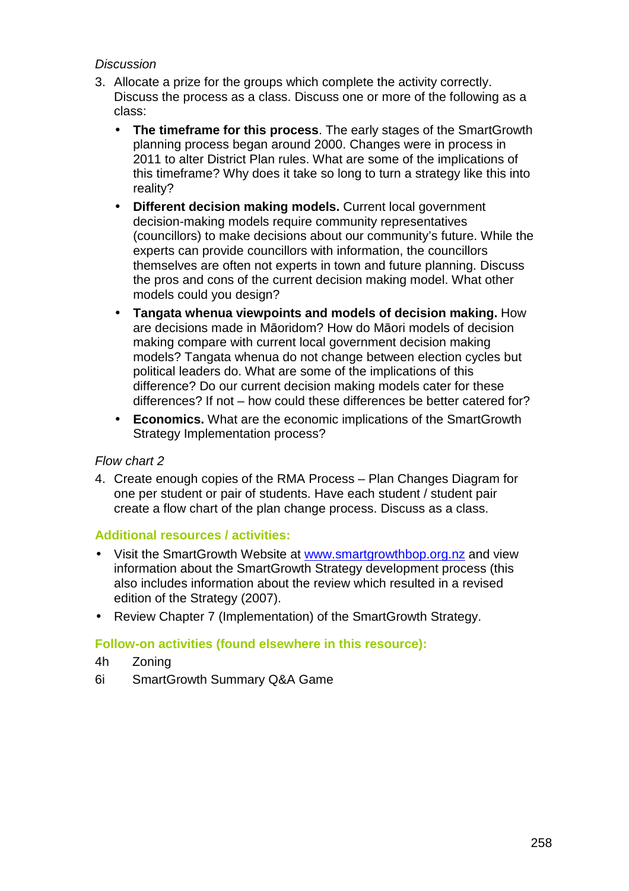*Discussion*

3. Allocate a prize for the groups which complete the activity correctly. Discuss the process as a class. Discuss one or more of the following as a class:
   - **The timeframe for this process**. The early stages of the SmartGrowth planning process began around 2000. Changes were in process in 2011 to alter District Plan rules. What are some of the implications of this timeframe? Why does it take so long to turn a strategy like this into reality?
   - **Different decision making models.** Current local government decision-making models require community representatives (councillors) to make decisions about our community's future. While the experts can provide councillors with information, the councillors themselves are often not experts in town and future planning. Discuss the pros and cons of the current decision making model. What other models could you design?
   - **Tangata whenua viewpoints and models of decision making.** How are decisions made in Māoridom? How do Māori models of decision making compare with current local government decision making models? Tangata whenua do not change between election cycles but political leaders do. What are some of the implications of this difference? Do our current decision making models cater for these differences? If not – how could these differences be better catered for?
   - **Economics.** What are the economic implications of the SmartGrowth Strategy Implementation process?

*Flow chart 2*

4. Create enough copies of the RMA Process – Plan Changes Diagram for one per student or pair of students. Have each student / student pair create a flow chart of the plan change process. Discuss as a class.

### Additional resources / activities:

- Visit the SmartGrowth Website at [www.smartgrowthbop.org.nz](http://www.smartgrowthbop.org.nz) and view information about the SmartGrowth Strategy development process (this also includes information about the review which resulted in a revised edition of the Strategy (2007).
- Review Chapter 7 (Implementation) of the SmartGrowth Strategy.

### Follow-on activities (found elsewhere in this resource):

4h Zoning

6i SmartGrowth Summary Q&A Game